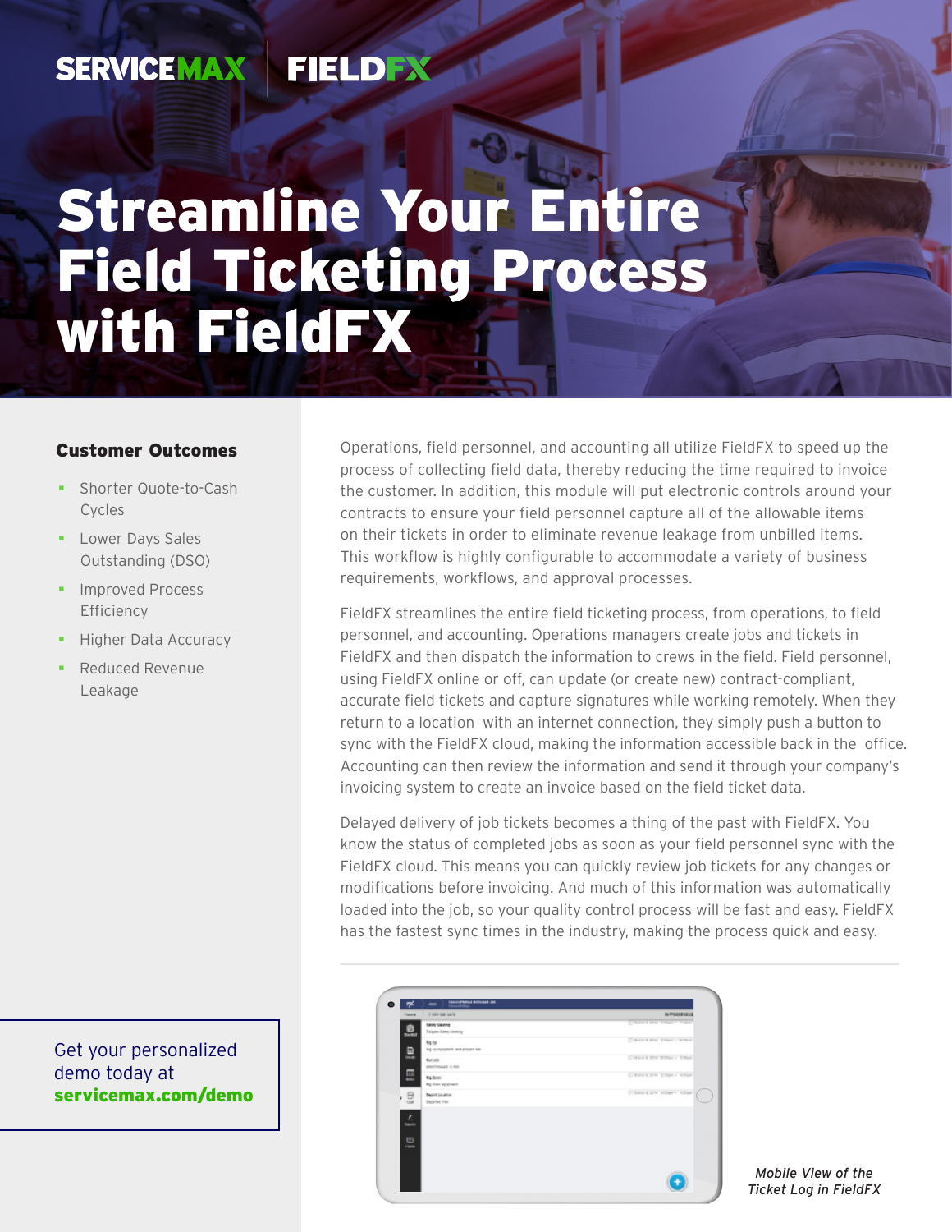SERVICEMAX | FIELDFX

# Streamline Your Entire Field Ticketing Process with FieldFX

### Customer Outcomes

- Shorter Quote-to-Cash Cycles
- Lower Days Sales Outstanding (DSO)
- Improved Process Efficiency
- Higher Data Accuracy
- Reduced Revenue Leakage

Operations, field personnel, and accounting all utilize FieldFX to speed up the process of collecting field data, thereby reducing the time required to invoice the customer. In addition, this module will put electronic controls around your contracts to ensure your field personnel capture all of the allowable items on their tickets in order to eliminate revenue leakage from unbilled items. This workflow is highly configurable to accommodate a variety of business requirements, workflows, and approval processes.

FieldFX streamlines the entire field ticketing process, from operations, to field personnel, and accounting. Operations managers create jobs and tickets in FieldFX and then dispatch the information to crews in the field. Field personnel, using FieldFX online or off, can update (or create new) contract-compliant, accurate field tickets and capture signatures while working remotely. When they return to a location with an internet connection, they simply push a button to sync with the FieldFX cloud, making the information accessible back in the office. Accounting can then review the information and send it through your company's invoicing system to create an invoice based on the field ticket data.

Delayed delivery of job tickets becomes a thing of the past with FieldFX. You know the status of completed jobs as soon as your field personnel sync with the FieldFX cloud. This means you can quickly review job tickets for any changes or modifications before invoicing. And much of this information was automatically loaded into the job, so your quality control process will be fast and easy. FieldFX has the fastest sync times in the industry, making the process quick and easy.

*Mobile View of the Ticket Log in FieldFX*

Get your personalized demo today at **servicemax.com/demo**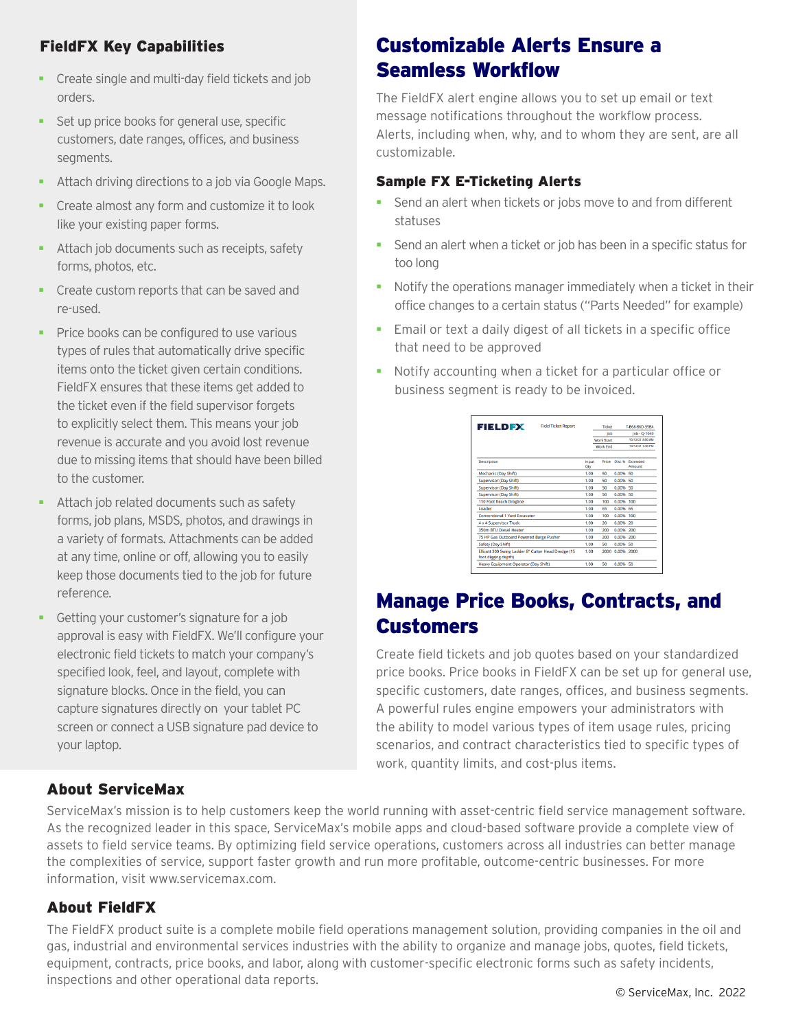## FieldFX Key Capabilities

- Create single and multi-day field tickets and job orders.
- Set up price books for general use, specific customers, date ranges, offices, and business segments.
- Attach driving directions to a job via Google Maps.
- Create almost any form and customize it to look like your existing paper forms.
- Attach job documents such as receipts, safety forms, photos, etc.
- Create custom reports that can be saved and re-used.
- Price books can be configured to use various types of rules that automatically drive specific items onto the ticket given certain conditions. FieldFX ensures that these items get added to the ticket even if the field supervisor forgets to explicitly select them. This means your job revenue is accurate and you avoid lost revenue due to missing items that should have been billed to the customer.
- Attach job related documents such as safety forms, job plans, MSDS, photos, and drawings in a variety of formats. Attachments can be added at any time, online or off, allowing you to easily keep those documents tied to the job for future reference.
- Getting your customer's signature for a job approval is easy with FieldFX. We'll configure your electronic field tickets to match your company's specified look, feel, and layout, complete with signature blocks. Once in the field, you can capture signatures directly on your tablet PC screen or connect a USB signature pad device to your laptop.

## Customizable Alerts Ensure a Seamless Workflow

The FieldFX alert engine allows you to set up email or text message notifications throughout the workflow process. Alerts, including when, why, and to whom they are sent, are all customizable.

### Sample FX E-Ticketing Alerts

- Send an alert when tickets or jobs move to and from different statuses
- Send an alert when a ticket or job has been in a specific status for too long
- Notify the operations manager immediately when a ticket in their office changes to a certain status ("Parts Needed" for example)
- Email or text a daily digest of all tickets in a specific office that need to be approved
- Notify accounting when a ticket for a particular office or business segment is ready to be invoiced.

## Manage Price Books, Contracts, and Customers

Create field tickets and job quotes based on your standardized price books. Price books in FieldFX can be set up for general use, specific customers, date ranges, offices, and business segments. A powerful rules engine empowers your administrators with the ability to model various types of item usage rules, pricing scenarios, and contract characteristics tied to specific types of work, quantity limits, and cost-plus items.

### About ServiceMax

ServiceMax's mission is to help customers keep the world running with asset-centric field service management software. As the recognized leader in this space, ServiceMax's mobile apps and cloud-based software provide a complete view of assets to field service teams. By optimizing field service operations, customers across all industries can better manage the complexities of service, support faster growth and run more profitable, outcome-centric businesses. For more information, visit www.servicemax.com.

### About FieldFX

The FieldFX product suite is a complete mobile field operations management solution, providing companies in the oil and gas, industrial and environmental services industries with the ability to organize and manage jobs, quotes, field tickets, equipment, contracts, price books, and labor, along with customer-specific electronic forms such as safety incidents, inspections and other operational data reports.

© ServiceMax, Inc. 2022